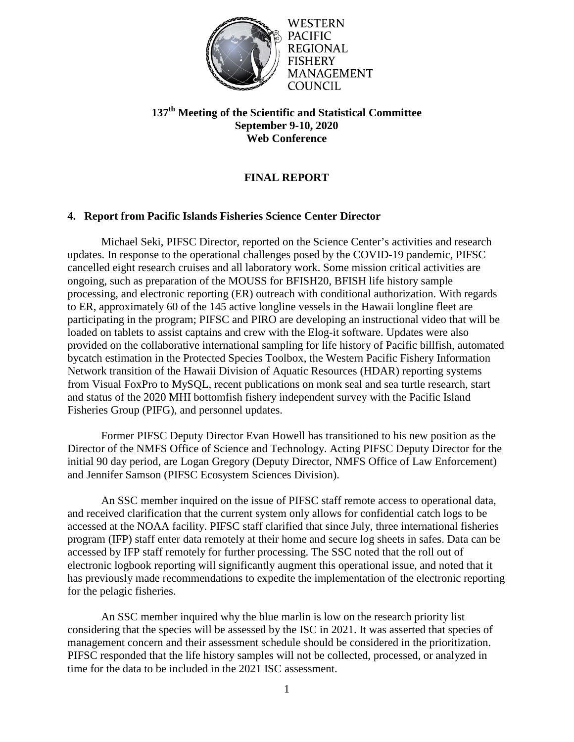WESTERN PACIFIC REGIONAL FISHERY MANAGEMENT COUNCIL

**137th Meeting of the Scientific and Statistical Committee**
**September 9-10, 2020**
**Web Conference**

# FINAL REPORT

## 4. Report from Pacific Islands Fisheries Science Center Director

Michael Seki, PIFSC Director, reported on the Science Center's activities and research updates. In response to the operational challenges posed by the COVID-19 pandemic, PIFSC cancelled eight research cruises and all laboratory work. Some mission critical activities are ongoing, such as preparation of the MOUSS for BFISH20, BFISH life history sample processing, and electronic reporting (ER) outreach with conditional authorization. With regards to ER, approximately 60 of the 145 active longline vessels in the Hawaii longline fleet are participating in the program; PIFSC and PIRO are developing an instructional video that will be loaded on tablets to assist captains and crew with the Elog-it software. Updates were also provided on the collaborative international sampling for life history of Pacific billfish, automated bycatch estimation in the Protected Species Toolbox, the Western Pacific Fishery Information Network transition of the Hawaii Division of Aquatic Resources (HDAR) reporting systems from Visual FoxPro to MySQL, recent publications on monk seal and sea turtle research, start and status of the 2020 MHI bottomfish fishery independent survey with the Pacific Island Fisheries Group (PIFG), and personnel updates.

Former PIFSC Deputy Director Evan Howell has transitioned to his new position as the Director of the NMFS Office of Science and Technology. Acting PIFSC Deputy Director for the initial 90 day period, are Logan Gregory (Deputy Director, NMFS Office of Law Enforcement) and Jennifer Samson (PIFSC Ecosystem Sciences Division).

An SSC member inquired on the issue of PIFSC staff remote access to operational data, and received clarification that the current system only allows for confidential catch logs to be accessed at the NOAA facility. PIFSC staff clarified that since July, three international fisheries program (IFP) staff enter data remotely at their home and secure log sheets in safes. Data can be accessed by IFP staff remotely for further processing. The SSC noted that the roll out of electronic logbook reporting will significantly augment this operational issue, and noted that it has previously made recommendations to expedite the implementation of the electronic reporting for the pelagic fisheries.

An SSC member inquired why the blue marlin is low on the research priority list considering that the species will be assessed by the ISC in 2021. It was asserted that species of management concern and their assessment schedule should be considered in the prioritization. PIFSC responded that the life history samples will not be collected, processed, or analyzed in time for the data to be included in the 2021 ISC assessment.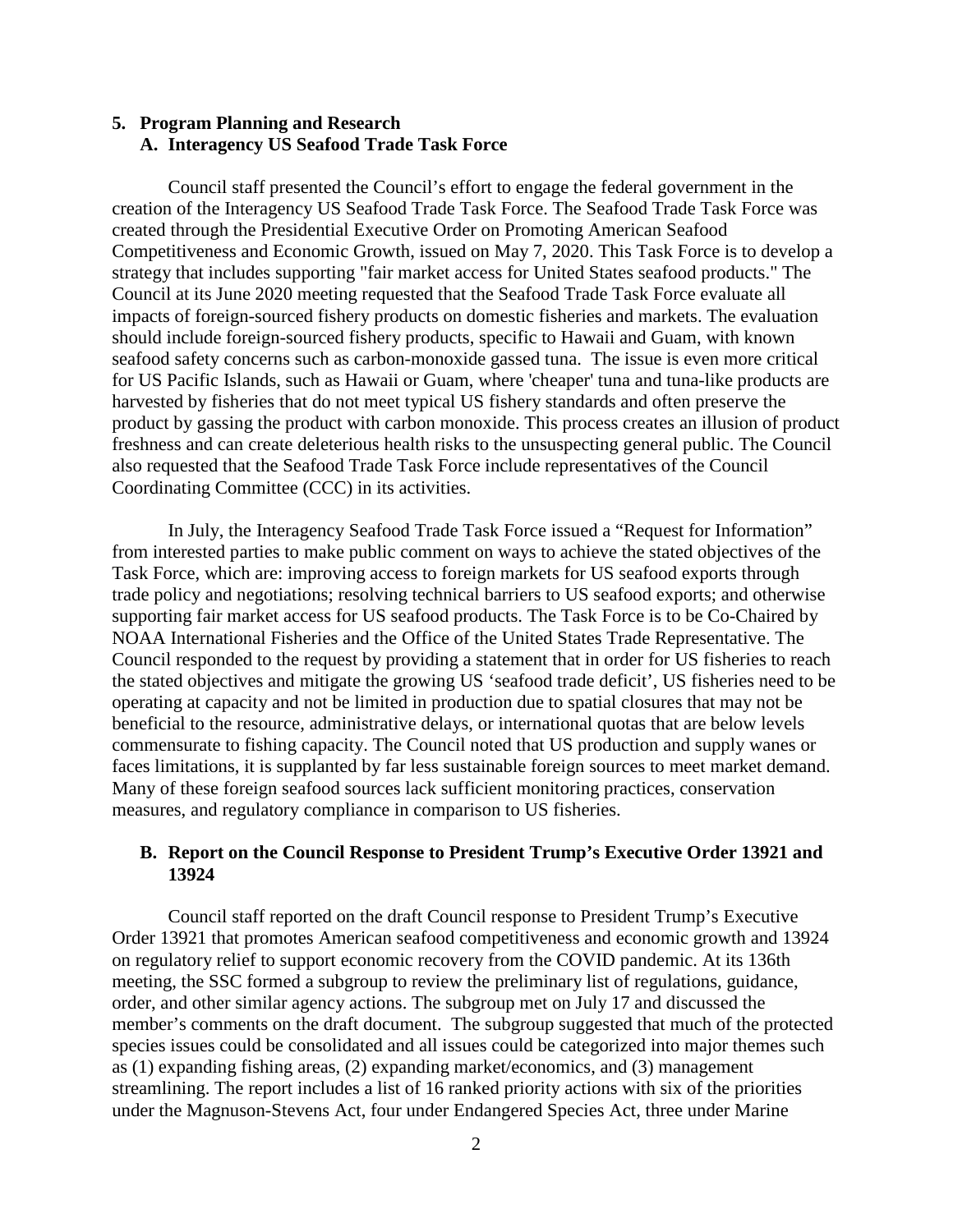## 5. Program Planning and Research

### A. Interagency US Seafood Trade Task Force

Council staff presented the Council's effort to engage the federal government in the creation of the Interagency US Seafood Trade Task Force. The Seafood Trade Task Force was created through the Presidential Executive Order on Promoting American Seafood Competitiveness and Economic Growth, issued on May 7, 2020. This Task Force is to develop a strategy that includes supporting "fair market access for United States seafood products." The Council at its June 2020 meeting requested that the Seafood Trade Task Force evaluate all impacts of foreign-sourced fishery products on domestic fisheries and markets. The evaluation should include foreign-sourced fishery products, specific to Hawaii and Guam, with known seafood safety concerns such as carbon-monoxide gassed tuna. The issue is even more critical for US Pacific Islands, such as Hawaii or Guam, where 'cheaper' tuna and tuna-like products are harvested by fisheries that do not meet typical US fishery standards and often preserve the product by gassing the product with carbon monoxide. This process creates an illusion of product freshness and can create deleterious health risks to the unsuspecting general public. The Council also requested that the Seafood Trade Task Force include representatives of the Council Coordinating Committee (CCC) in its activities.

In July, the Interagency Seafood Trade Task Force issued a "Request for Information" from interested parties to make public comment on ways to achieve the stated objectives of the Task Force, which are: improving access to foreign markets for US seafood exports through trade policy and negotiations; resolving technical barriers to US seafood exports; and otherwise supporting fair market access for US seafood products. The Task Force is to be Co-Chaired by NOAA International Fisheries and the Office of the United States Trade Representative. The Council responded to the request by providing a statement that in order for US fisheries to reach the stated objectives and mitigate the growing US 'seafood trade deficit', US fisheries need to be operating at capacity and not be limited in production due to spatial closures that may not be beneficial to the resource, administrative delays, or international quotas that are below levels commensurate to fishing capacity. The Council noted that US production and supply wanes or faces limitations, it is supplanted by far less sustainable foreign sources to meet market demand. Many of these foreign seafood sources lack sufficient monitoring practices, conservation measures, and regulatory compliance in comparison to US fisheries.

### B. Report on the Council Response to President Trump's Executive Order 13921 and 13924

Council staff reported on the draft Council response to President Trump's Executive Order 13921 that promotes American seafood competitiveness and economic growth and 13924 on regulatory relief to support economic recovery from the COVID pandemic. At its 136th meeting, the SSC formed a subgroup to review the preliminary list of regulations, guidance, order, and other similar agency actions. The subgroup met on July 17 and discussed the member's comments on the draft document. The subgroup suggested that much of the protected species issues could be consolidated and all issues could be categorized into major themes such as (1) expanding fishing areas, (2) expanding market/economics, and (3) management streamlining. The report includes a list of 16 ranked priority actions with six of the priorities under the Magnuson-Stevens Act, four under Endangered Species Act, three under Marine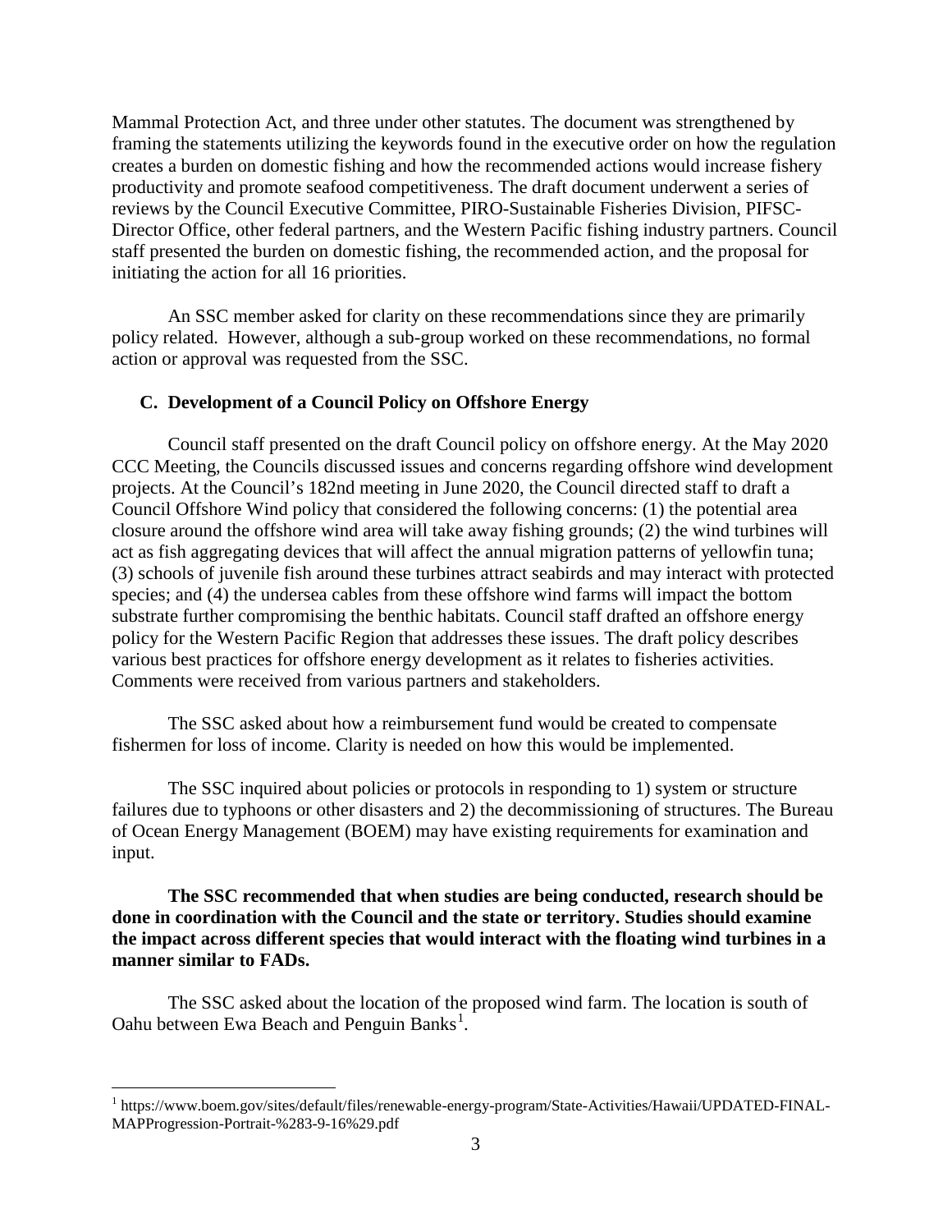Mammal Protection Act, and three under other statutes. The document was strengthened by framing the statements utilizing the keywords found in the executive order on how the regulation creates a burden on domestic fishing and how the recommended actions would increase fishery productivity and promote seafood competitiveness. The draft document underwent a series of reviews by the Council Executive Committee, PIRO-Sustainable Fisheries Division, PIFSC-Director Office, other federal partners, and the Western Pacific fishing industry partners. Council staff presented the burden on domestic fishing, the recommended action, and the proposal for initiating the action for all 16 priorities.

An SSC member asked for clarity on these recommendations since they are primarily policy related. However, although a sub-group worked on these recommendations, no formal action or approval was requested from the SSC.

### C. Development of a Council Policy on Offshore Energy

Council staff presented on the draft Council policy on offshore energy. At the May 2020 CCC Meeting, the Councils discussed issues and concerns regarding offshore wind development projects. At the Council's 182nd meeting in June 2020, the Council directed staff to draft a Council Offshore Wind policy that considered the following concerns: (1) the potential area closure around the offshore wind area will take away fishing grounds; (2) the wind turbines will act as fish aggregating devices that will affect the annual migration patterns of yellowfin tuna; (3) schools of juvenile fish around these turbines attract seabirds and may interact with protected species; and (4) the undersea cables from these offshore wind farms will impact the bottom substrate further compromising the benthic habitats. Council staff drafted an offshore energy policy for the Western Pacific Region that addresses these issues. The draft policy describes various best practices for offshore energy development as it relates to fisheries activities. Comments were received from various partners and stakeholders.

The SSC asked about how a reimbursement fund would be created to compensate fishermen for loss of income. Clarity is needed on how this would be implemented.

The SSC inquired about policies or protocols in responding to 1) system or structure failures due to typhoons or other disasters and 2) the decommissioning of structures. The Bureau of Ocean Energy Management (BOEM) may have existing requirements for examination and input.

**The SSC recommended that when studies are being conducted, research should be done in coordination with the Council and the state or territory. Studies should examine the impact across different species that would interact with the floating wind turbines in a manner similar to FADs.**

The SSC asked about the location of the proposed wind farm. The location is south of Oahu between Ewa Beach and Penguin Banks[1].

[1] https://www.boem.gov/sites/default/files/renewable-energy-program/State-Activities/Hawaii/UPDATED-FINAL-MAPProgression-Portrait-%283-9-16%29.pdf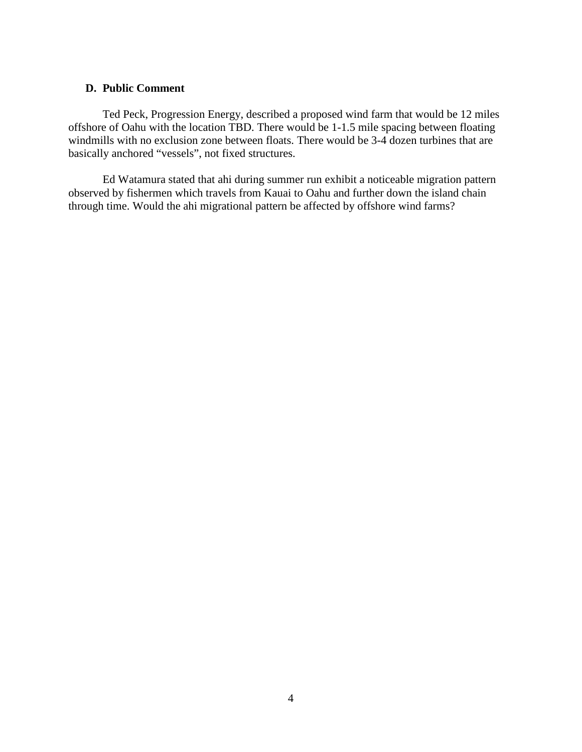### D. Public Comment

Ted Peck, Progression Energy, described a proposed wind farm that would be 12 miles offshore of Oahu with the location TBD. There would be 1-1.5 mile spacing between floating windmills with no exclusion zone between floats. There would be 3-4 dozen turbines that are basically anchored "vessels", not fixed structures.

Ed Watamura stated that ahi during summer run exhibit a noticeable migration pattern observed by fishermen which travels from Kauai to Oahu and further down the island chain through time. Would the ahi migrational pattern be affected by offshore wind farms?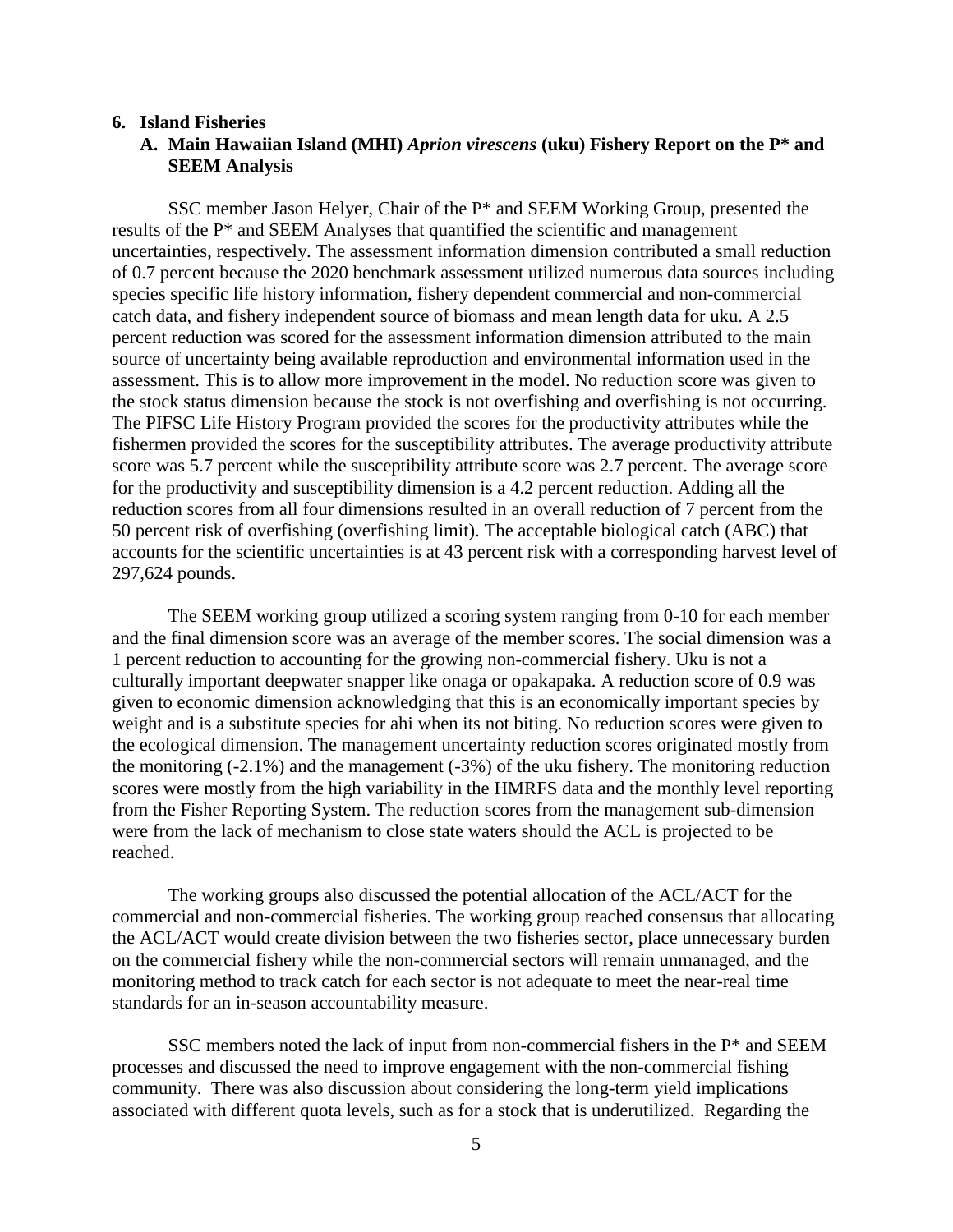## 6. Island Fisheries

### A. Main Hawaiian Island (MHI) *Aprion virescens* (uku) Fishery Report on the P* and SEEM Analysis

SSC member Jason Helyer, Chair of the P* and SEEM Working Group, presented the results of the P* and SEEM Analyses that quantified the scientific and management uncertainties, respectively. The assessment information dimension contributed a small reduction of 0.7 percent because the 2020 benchmark assessment utilized numerous data sources including species specific life history information, fishery dependent commercial and non-commercial catch data, and fishery independent source of biomass and mean length data for uku. A 2.5 percent reduction was scored for the assessment information dimension attributed to the main source of uncertainty being available reproduction and environmental information used in the assessment. This is to allow more improvement in the model. No reduction score was given to the stock status dimension because the stock is not overfishing and overfishing is not occurring. The PIFSC Life History Program provided the scores for the productivity attributes while the fishermen provided the scores for the susceptibility attributes. The average productivity attribute score was 5.7 percent while the susceptibility attribute score was 2.7 percent. The average score for the productivity and susceptibility dimension is a 4.2 percent reduction. Adding all the reduction scores from all four dimensions resulted in an overall reduction of 7 percent from the 50 percent risk of overfishing (overfishing limit). The acceptable biological catch (ABC) that accounts for the scientific uncertainties is at 43 percent risk with a corresponding harvest level of 297,624 pounds.

The SEEM working group utilized a scoring system ranging from 0-10 for each member and the final dimension score was an average of the member scores. The social dimension was a 1 percent reduction to accounting for the growing non-commercial fishery. Uku is not a culturally important deepwater snapper like onaga or opakapaka. A reduction score of 0.9 was given to economic dimension acknowledging that this is an economically important species by weight and is a substitute species for ahi when its not biting. No reduction scores were given to the ecological dimension. The management uncertainty reduction scores originated mostly from the monitoring (-2.1%) and the management (-3%) of the uku fishery. The monitoring reduction scores were mostly from the high variability in the HMRFS data and the monthly level reporting from the Fisher Reporting System. The reduction scores from the management sub-dimension were from the lack of mechanism to close state waters should the ACL is projected to be reached.

The working groups also discussed the potential allocation of the ACL/ACT for the commercial and non-commercial fisheries. The working group reached consensus that allocating the ACL/ACT would create division between the two fisheries sector, place unnecessary burden on the commercial fishery while the non-commercial sectors will remain unmanaged, and the monitoring method to track catch for each sector is not adequate to meet the near-real time standards for an in-season accountability measure.

SSC members noted the lack of input from non-commercial fishers in the P* and SEEM processes and discussed the need to improve engagement with the non-commercial fishing community. There was also discussion about considering the long-term yield implications associated with different quota levels, such as for a stock that is underutilized. Regarding the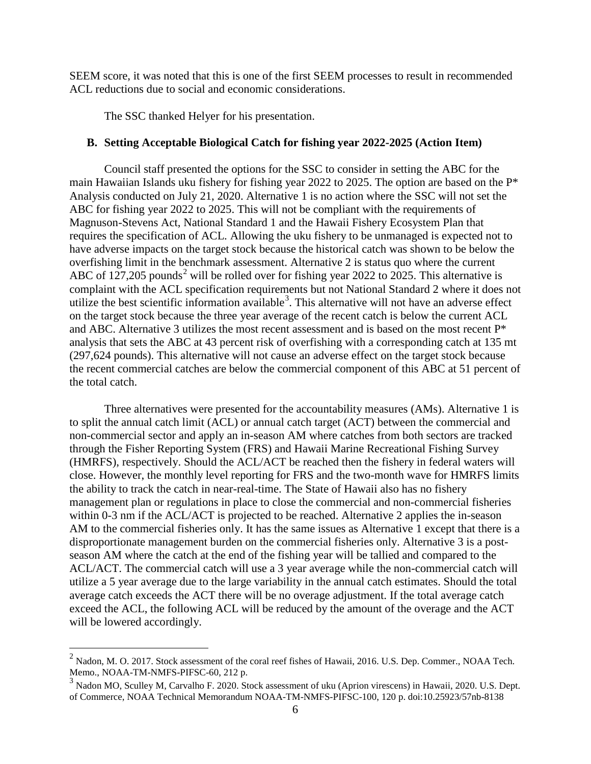SEEM score, it was noted that this is one of the first SEEM processes to result in recommended ACL reductions due to social and economic considerations.

The SSC thanked Helyer for his presentation.

### B. Setting Acceptable Biological Catch for fishing year 2022-2025 (Action Item)

Council staff presented the options for the SSC to consider in setting the ABC for the main Hawaiian Islands uku fishery for fishing year 2022 to 2025. The option are based on the P* Analysis conducted on July 21, 2020. Alternative 1 is no action where the SSC will not set the ABC for fishing year 2022 to 2025. This will not be compliant with the requirements of Magnuson-Stevens Act, National Standard 1 and the Hawaii Fishery Ecosystem Plan that requires the specification of ACL. Allowing the uku fishery to be unmanaged is expected not to have adverse impacts on the target stock because the historical catch was shown to be below the overfishing limit in the benchmark assessment. Alternative 2 is status quo where the current ABC of 127,205 pounds[2] will be rolled over for fishing year 2022 to 2025. This alternative is complaint with the ACL specification requirements but not National Standard 2 where it does not utilize the best scientific information available[3]. This alternative will not have an adverse effect on the target stock because the three year average of the recent catch is below the current ACL and ABC. Alternative 3 utilizes the most recent assessment and is based on the most recent P* analysis that sets the ABC at 43 percent risk of overfishing with a corresponding catch at 135 mt (297,624 pounds). This alternative will not cause an adverse effect on the target stock because the recent commercial catches are below the commercial component of this ABC at 51 percent of the total catch.

Three alternatives were presented for the accountability measures (AMs). Alternative 1 is to split the annual catch limit (ACL) or annual catch target (ACT) between the commercial and non-commercial sector and apply an in-season AM where catches from both sectors are tracked through the Fisher Reporting System (FRS) and Hawaii Marine Recreational Fishing Survey (HMRFS), respectively. Should the ACL/ACT be reached then the fishery in federal waters will close. However, the monthly level reporting for FRS and the two-month wave for HMRFS limits the ability to track the catch in near-real-time. The State of Hawaii also has no fishery management plan or regulations in place to close the commercial and non-commercial fisheries within 0-3 nm if the ACL/ACT is projected to be reached. Alternative 2 applies the in-season AM to the commercial fisheries only. It has the same issues as Alternative 1 except that there is a disproportionate management burden on the commercial fisheries only. Alternative 3 is a post-season AM where the catch at the end of the fishing year will be tallied and compared to the ACL/ACT. The commercial catch will use a 3 year average while the non-commercial catch will utilize a 5 year average due to the large variability in the annual catch estimates. Should the total average catch exceeds the ACT there will be no overage adjustment. If the total average catch exceed the ACL, the following ACL will be reduced by the amount of the overage and the ACT will be lowered accordingly.

---

[2] Nadon, M. O. 2017. Stock assessment of the coral reef fishes of Hawaii, 2016. U.S. Dep. Commer., NOAA Tech. Memo., NOAA-TM-NMFS-PIFSC-60, 212 p.

[3] Nadon MO, Sculley M, Carvalho F. 2020. Stock assessment of uku (Aprion virescens) in Hawaii, 2020. U.S. Dept. of Commerce, NOAA Technical Memorandum NOAA-TM-NMFS-PIFSC-100, 120 p. doi:10.25923/57nb-8138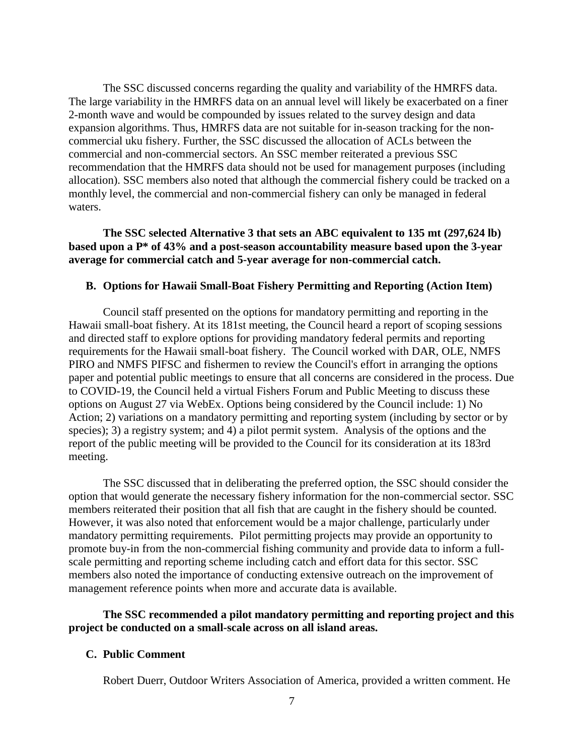The SSC discussed concerns regarding the quality and variability of the HMRFS data. The large variability in the HMRFS data on an annual level will likely be exacerbated on a finer 2-month wave and would be compounded by issues related to the survey design and data expansion algorithms. Thus, HMRFS data are not suitable for in-season tracking for the non-commercial uku fishery. Further, the SSC discussed the allocation of ACLs between the commercial and non-commercial sectors. An SSC member reiterated a previous SSC recommendation that the HMRFS data should not be used for management purposes (including allocation). SSC members also noted that although the commercial fishery could be tracked on a monthly level, the commercial and non-commercial fishery can only be managed in federal waters.

**The SSC selected Alternative 3 that sets an ABC equivalent to 135 mt (297,624 lb) based upon a P* of 43% and a post-season accountability measure based upon the 3-year average for commercial catch and 5-year average for non-commercial catch.**

### B. Options for Hawaii Small-Boat Fishery Permitting and Reporting (Action Item)

Council staff presented on the options for mandatory permitting and reporting in the Hawaii small-boat fishery. At its 181st meeting, the Council heard a report of scoping sessions and directed staff to explore options for providing mandatory federal permits and reporting requirements for the Hawaii small-boat fishery. The Council worked with DAR, OLE, NMFS PIRO and NMFS PIFSC and fishermen to review the Council's effort in arranging the options paper and potential public meetings to ensure that all concerns are considered in the process. Due to COVID-19, the Council held a virtual Fishers Forum and Public Meeting to discuss these options on August 27 via WebEx. Options being considered by the Council include: 1) No Action; 2) variations on a mandatory permitting and reporting system (including by sector or by species); 3) a registry system; and 4) a pilot permit system. Analysis of the options and the report of the public meeting will be provided to the Council for its consideration at its 183rd meeting.

The SSC discussed that in deliberating the preferred option, the SSC should consider the option that would generate the necessary fishery information for the non-commercial sector. SSC members reiterated their position that all fish that are caught in the fishery should be counted. However, it was also noted that enforcement would be a major challenge, particularly under mandatory permitting requirements. Pilot permitting projects may provide an opportunity to promote buy-in from the non-commercial fishing community and provide data to inform a full-scale permitting and reporting scheme including catch and effort data for this sector. SSC members also noted the importance of conducting extensive outreach on the improvement of management reference points when more and accurate data is available.

**The SSC recommended a pilot mandatory permitting and reporting project and this project be conducted on a small-scale across on all island areas.**

### C. Public Comment

Robert Duerr, Outdoor Writers Association of America, provided a written comment. He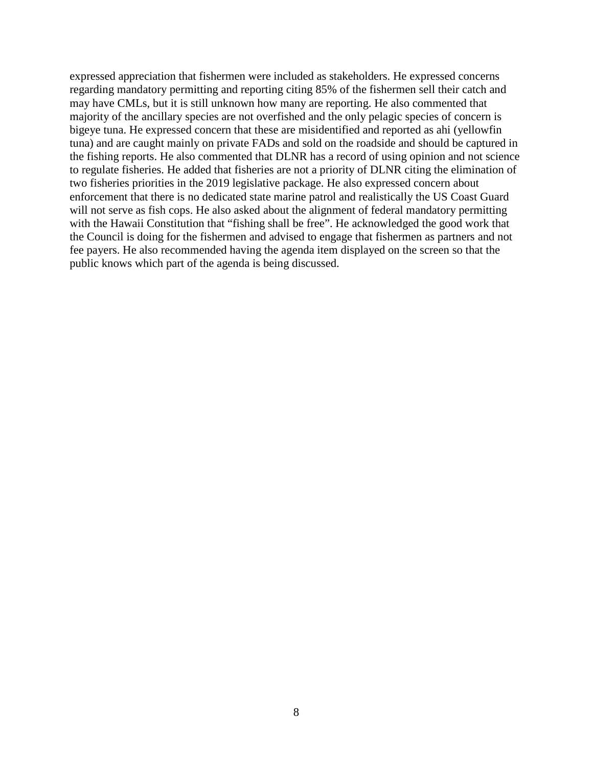expressed appreciation that fishermen were included as stakeholders. He expressed concerns regarding mandatory permitting and reporting citing 85% of the fishermen sell their catch and may have CMLs, but it is still unknown how many are reporting. He also commented that majority of the ancillary species are not overfished and the only pelagic species of concern is bigeye tuna. He expressed concern that these are misidentified and reported as ahi (yellowfin tuna) and are caught mainly on private FADs and sold on the roadside and should be captured in the fishing reports. He also commented that DLNR has a record of using opinion and not science to regulate fisheries. He added that fisheries are not a priority of DLNR citing the elimination of two fisheries priorities in the 2019 legislative package. He also expressed concern about enforcement that there is no dedicated state marine patrol and realistically the US Coast Guard will not serve as fish cops. He also asked about the alignment of federal mandatory permitting with the Hawaii Constitution that “fishing shall be free”. He acknowledged the good work that the Council is doing for the fishermen and advised to engage that fishermen as partners and not fee payers. He also recommended having the agenda item displayed on the screen so that the public knows which part of the agenda is being discussed.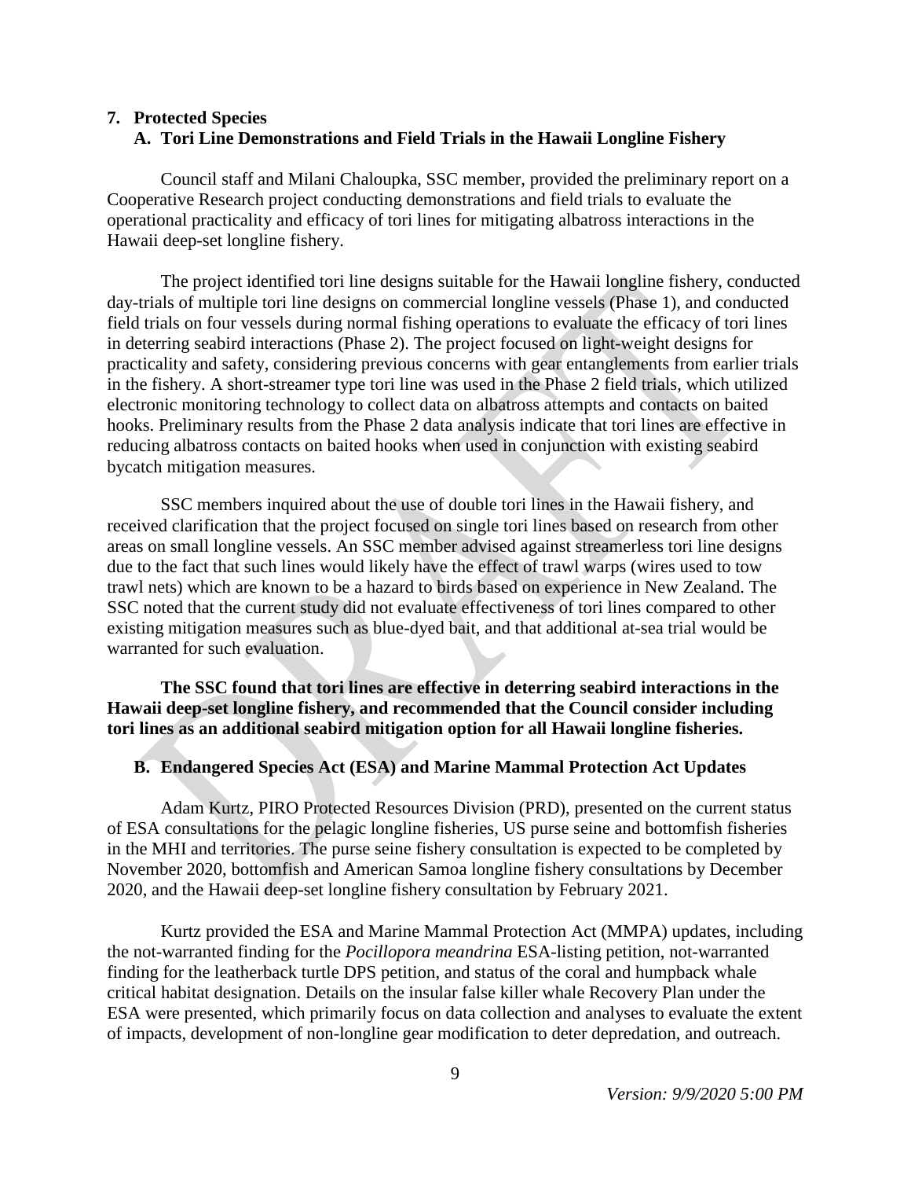## 7. Protected Species

### A. Tori Line Demonstrations and Field Trials in the Hawaii Longline Fishery

Council staff and Milani Chaloupka, SSC member, provided the preliminary report on a Cooperative Research project conducting demonstrations and field trials to evaluate the operational practicality and efficacy of tori lines for mitigating albatross interactions in the Hawaii deep-set longline fishery.

The project identified tori line designs suitable for the Hawaii longline fishery, conducted day-trials of multiple tori line designs on commercial longline vessels (Phase 1), and conducted field trials on four vessels during normal fishing operations to evaluate the efficacy of tori lines in deterring seabird interactions (Phase 2). The project focused on light-weight designs for practicality and safety, considering previous concerns with gear entanglements from earlier trials in the fishery. A short-streamer type tori line was used in the Phase 2 field trials, which utilized electronic monitoring technology to collect data on albatross attempts and contacts on baited hooks. Preliminary results from the Phase 2 data analysis indicate that tori lines are effective in reducing albatross contacts on baited hooks when used in conjunction with existing seabird bycatch mitigation measures.

SSC members inquired about the use of double tori lines in the Hawaii fishery, and received clarification that the project focused on single tori lines based on research from other areas on small longline vessels. An SSC member advised against streamerless tori line designs due to the fact that such lines would likely have the effect of trawl warps (wires used to tow trawl nets) which are known to be a hazard to birds based on experience in New Zealand. The SSC noted that the current study did not evaluate effectiveness of tori lines compared to other existing mitigation measures such as blue-dyed bait, and that additional at-sea trial would be warranted for such evaluation.

**The SSC found that tori lines are effective in deterring seabird interactions in the Hawaii deep-set longline fishery, and recommended that the Council consider including tori lines as an additional seabird mitigation option for all Hawaii longline fisheries.**

### B. Endangered Species Act (ESA) and Marine Mammal Protection Act Updates

Adam Kurtz, PIRO Protected Resources Division (PRD), presented on the current status of ESA consultations for the pelagic longline fisheries, US purse seine and bottomfish fisheries in the MHI and territories. The purse seine fishery consultation is expected to be completed by November 2020, bottomfish and American Samoa longline fishery consultations by December 2020, and the Hawaii deep-set longline fishery consultation by February 2021.

Kurtz provided the ESA and Marine Mammal Protection Act (MMPA) updates, including the not-warranted finding for the *Pocillopora meandrina* ESA-listing petition, not-warranted finding for the leatherback turtle DPS petition, and status of the coral and humpback whale critical habitat designation. Details on the insular false killer whale Recovery Plan under the ESA were presented, which primarily focus on data collection and analyses to evaluate the extent of impacts, development of non-longline gear modification to deter depredation, and outreach.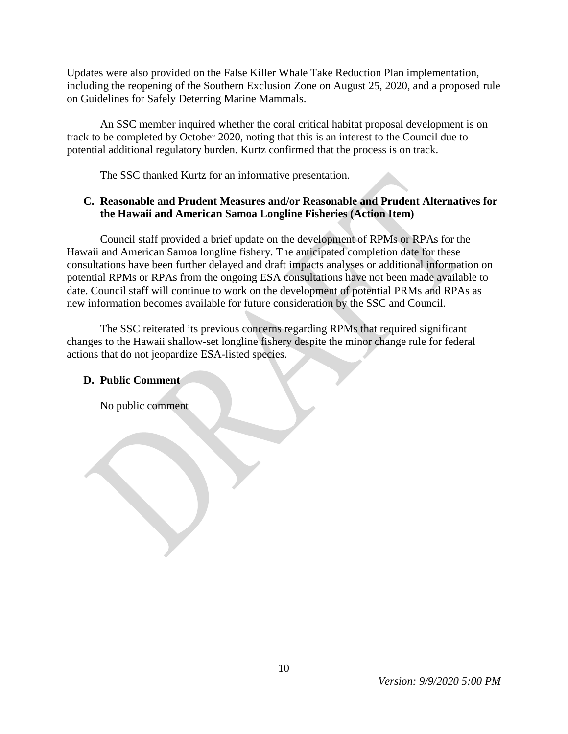Updates were also provided on the False Killer Whale Take Reduction Plan implementation, including the reopening of the Southern Exclusion Zone on August 25, 2020, and a proposed rule on Guidelines for Safely Deterring Marine Mammals.

An SSC member inquired whether the coral critical habitat proposal development is on track to be completed by October 2020, noting that this is an interest to the Council due to potential additional regulatory burden. Kurtz confirmed that the process is on track.

The SSC thanked Kurtz for an informative presentation.

### C. Reasonable and Prudent Measures and/or Reasonable and Prudent Alternatives for the Hawaii and American Samoa Longline Fisheries (Action Item)

Council staff provided a brief update on the development of RPMs or RPAs for the Hawaii and American Samoa longline fishery. The anticipated completion date for these consultations have been further delayed and draft impacts analyses or additional information on potential RPMs or RPAs from the ongoing ESA consultations have not been made available to date. Council staff will continue to work on the development of potential PRMs and RPAs as new information becomes available for future consideration by the SSC and Council.

The SSC reiterated its previous concerns regarding RPMs that required significant changes to the Hawaii shallow-set longline fishery despite the minor change rule for federal actions that do not jeopardize ESA-listed species.

### D. Public Comment

No public comment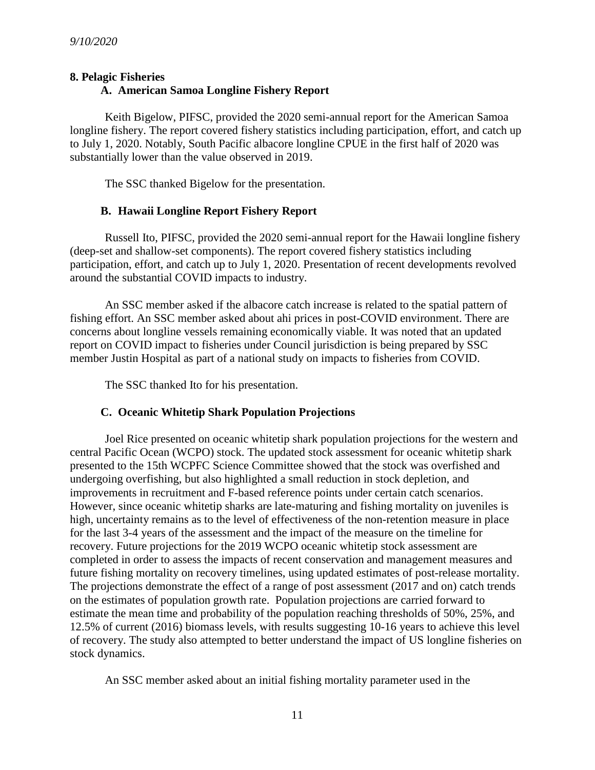*9/10/2020*

## 8. Pelagic Fisheries

### A. American Samoa Longline Fishery Report

Keith Bigelow, PIFSC, provided the 2020 semi-annual report for the American Samoa longline fishery. The report covered fishery statistics including participation, effort, and catch up to July 1, 2020. Notably, South Pacific albacore longline CPUE in the first half of 2020 was substantially lower than the value observed in 2019.

The SSC thanked Bigelow for the presentation.

### B. Hawaii Longline Report Fishery Report

Russell Ito, PIFSC, provided the 2020 semi-annual report for the Hawaii longline fishery (deep-set and shallow-set components). The report covered fishery statistics including participation, effort, and catch up to July 1, 2020. Presentation of recent developments revolved around the substantial COVID impacts to industry.

An SSC member asked if the albacore catch increase is related to the spatial pattern of fishing effort. An SSC member asked about ahi prices in post-COVID environment. There are concerns about longline vessels remaining economically viable. It was noted that an updated report on COVID impact to fisheries under Council jurisdiction is being prepared by SSC member Justin Hospital as part of a national study on impacts to fisheries from COVID.

The SSC thanked Ito for his presentation.

### C. Oceanic Whitetip Shark Population Projections

Joel Rice presented on oceanic whitetip shark population projections for the western and central Pacific Ocean (WCPO) stock. The updated stock assessment for oceanic whitetip shark presented to the 15th WCPFC Science Committee showed that the stock was overfished and undergoing overfishing, but also highlighted a small reduction in stock depletion, and improvements in recruitment and F-based reference points under certain catch scenarios. However, since oceanic whitetip sharks are late-maturing and fishing mortality on juveniles is high, uncertainty remains as to the level of effectiveness of the non-retention measure in place for the last 3-4 years of the assessment and the impact of the measure on the timeline for recovery. Future projections for the 2019 WCPO oceanic whitetip stock assessment are completed in order to assess the impacts of recent conservation and management measures and future fishing mortality on recovery timelines, using updated estimates of post-release mortality. The projections demonstrate the effect of a range of post assessment (2017 and on) catch trends on the estimates of population growth rate. Population projections are carried forward to estimate the mean time and probability of the population reaching thresholds of 50%, 25%, and 12.5% of current (2016) biomass levels, with results suggesting 10-16 years to achieve this level of recovery. The study also attempted to better understand the impact of US longline fisheries on stock dynamics.

An SSC member asked about an initial fishing mortality parameter used in the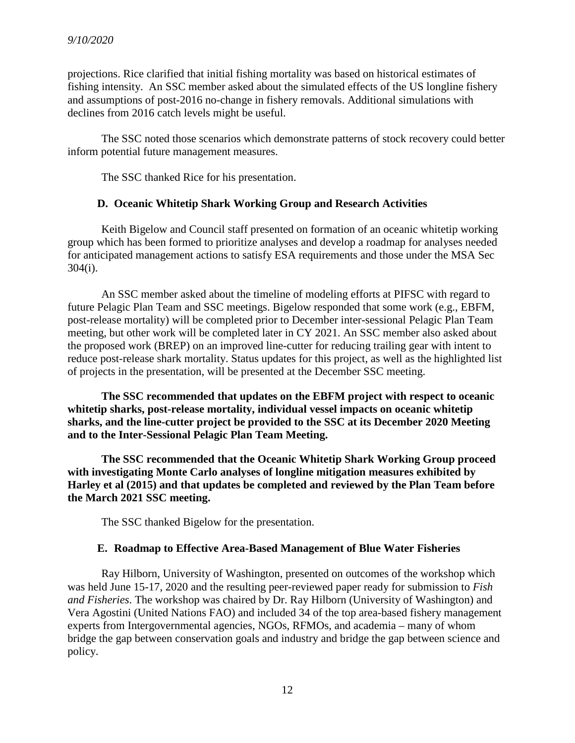projections. Rice clarified that initial fishing mortality was based on historical estimates of fishing intensity. An SSC member asked about the simulated effects of the US longline fishery and assumptions of post-2016 no-change in fishery removals. Additional simulations with declines from 2016 catch levels might be useful.

The SSC noted those scenarios which demonstrate patterns of stock recovery could better inform potential future management measures.

The SSC thanked Rice for his presentation.

### D. Oceanic Whitetip Shark Working Group and Research Activities

Keith Bigelow and Council staff presented on formation of an oceanic whitetip working group which has been formed to prioritize analyses and develop a roadmap for analyses needed for anticipated management actions to satisfy ESA requirements and those under the MSA Sec 304(i).

An SSC member asked about the timeline of modeling efforts at PIFSC with regard to future Pelagic Plan Team and SSC meetings. Bigelow responded that some work (e.g., EBFM, post-release mortality) will be completed prior to December inter-sessional Pelagic Plan Team meeting, but other work will be completed later in CY 2021. An SSC member also asked about the proposed work (BREP) on an improved line-cutter for reducing trailing gear with intent to reduce post-release shark mortality. Status updates for this project, as well as the highlighted list of projects in the presentation, will be presented at the December SSC meeting.

**The SSC recommended that updates on the EBFM project with respect to oceanic whitetip sharks, post-release mortality, individual vessel impacts on oceanic whitetip sharks, and the line-cutter project be provided to the SSC at its December 2020 Meeting and to the Inter-Sessional Pelagic Plan Team Meeting.**

**The SSC recommended that the Oceanic Whitetip Shark Working Group proceed with investigating Monte Carlo analyses of longline mitigation measures exhibited by Harley et al (2015) and that updates be completed and reviewed by the Plan Team before the March 2021 SSC meeting.**

The SSC thanked Bigelow for the presentation.

### E. Roadmap to Effective Area-Based Management of Blue Water Fisheries

Ray Hilborn, University of Washington, presented on outcomes of the workshop which was held June 15-17, 2020 and the resulting peer-reviewed paper ready for submission to *Fish and Fisheries*. The workshop was chaired by Dr. Ray Hilborn (University of Washington) and Vera Agostini (United Nations FAO) and included 34 of the top area-based fishery management experts from Intergovernmental agencies, NGOs, RFMOs, and academia – many of whom bridge the gap between conservation goals and industry and bridge the gap between science and policy.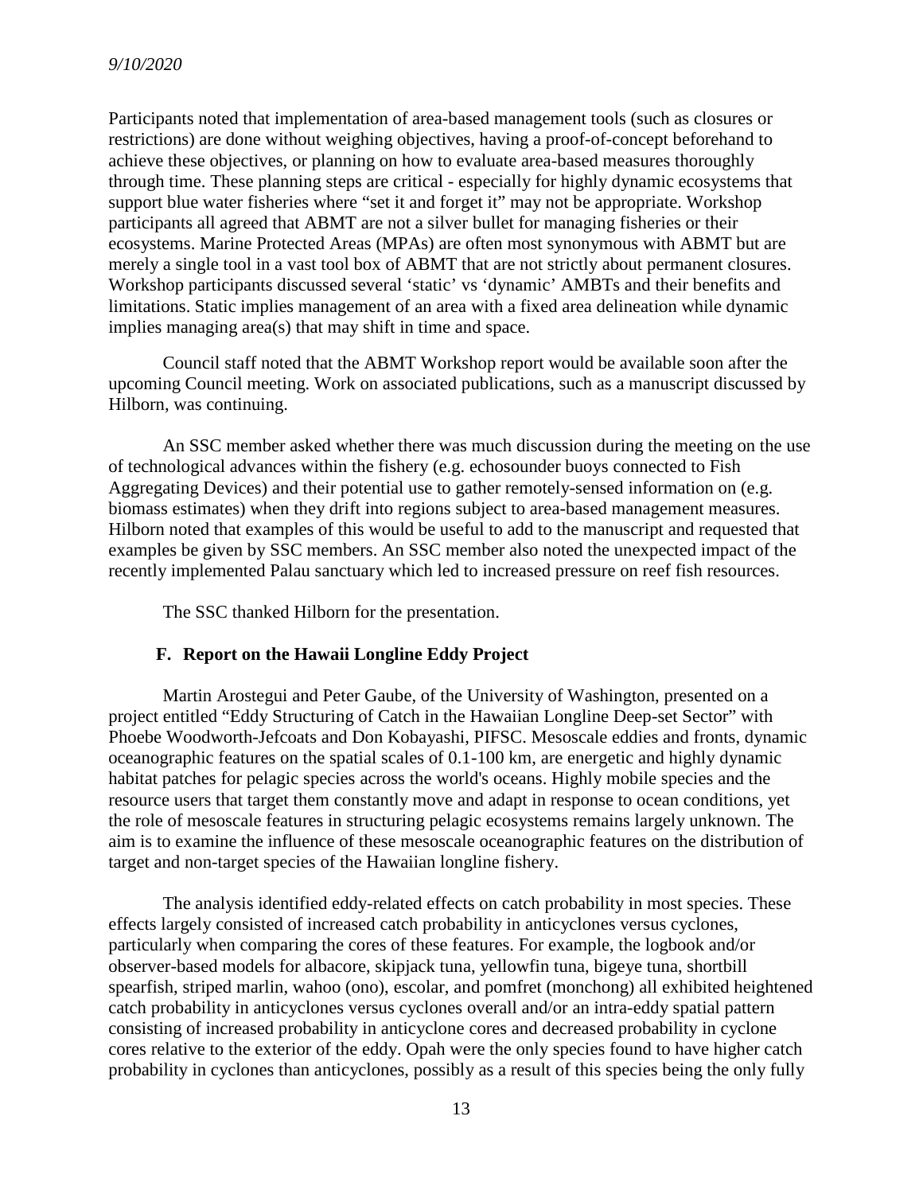Participants noted that implementation of area-based management tools (such as closures or restrictions) are done without weighing objectives, having a proof-of-concept beforehand to achieve these objectives, or planning on how to evaluate area-based measures thoroughly through time. These planning steps are critical - especially for highly dynamic ecosystems that support blue water fisheries where "set it and forget it" may not be appropriate. Workshop participants all agreed that ABMT are not a silver bullet for managing fisheries or their ecosystems. Marine Protected Areas (MPAs) are often most synonymous with ABMT but are merely a single tool in a vast tool box of ABMT that are not strictly about permanent closures. Workshop participants discussed several 'static' vs 'dynamic' AMBTs and their benefits and limitations. Static implies management of an area with a fixed area delineation while dynamic implies managing area(s) that may shift in time and space.

Council staff noted that the ABMT Workshop report would be available soon after the upcoming Council meeting. Work on associated publications, such as a manuscript discussed by Hilborn, was continuing.

An SSC member asked whether there was much discussion during the meeting on the use of technological advances within the fishery (e.g. echosounder buoys connected to Fish Aggregating Devices) and their potential use to gather remotely-sensed information on (e.g. biomass estimates) when they drift into regions subject to area-based management measures. Hilborn noted that examples of this would be useful to add to the manuscript and requested that examples be given by SSC members. An SSC member also noted the unexpected impact of the recently implemented Palau sanctuary which led to increased pressure on reef fish resources.

The SSC thanked Hilborn for the presentation.

### F. Report on the Hawaii Longline Eddy Project

Martin Arostegui and Peter Gaube, of the University of Washington, presented on a project entitled "Eddy Structuring of Catch in the Hawaiian Longline Deep-set Sector" with Phoebe Woodworth-Jefcoats and Don Kobayashi, PIFSC. Mesoscale eddies and fronts, dynamic oceanographic features on the spatial scales of 0.1-100 km, are energetic and highly dynamic habitat patches for pelagic species across the world's oceans. Highly mobile species and the resource users that target them constantly move and adapt in response to ocean conditions, yet the role of mesoscale features in structuring pelagic ecosystems remains largely unknown. The aim is to examine the influence of these mesoscale oceanographic features on the distribution of target and non-target species of the Hawaiian longline fishery.

The analysis identified eddy-related effects on catch probability in most species. These effects largely consisted of increased catch probability in anticyclones versus cyclones, particularly when comparing the cores of these features. For example, the logbook and/or observer-based models for albacore, skipjack tuna, yellowfin tuna, bigeye tuna, shortbill spearfish, striped marlin, wahoo (ono), escolar, and pomfret (monchong) all exhibited heightened catch probability in anticyclones versus cyclones overall and/or an intra-eddy spatial pattern consisting of increased probability in anticyclone cores and decreased probability in cyclone cores relative to the exterior of the eddy. Opah were the only species found to have higher catch probability in cyclones than anticyclones, possibly as a result of this species being the only fully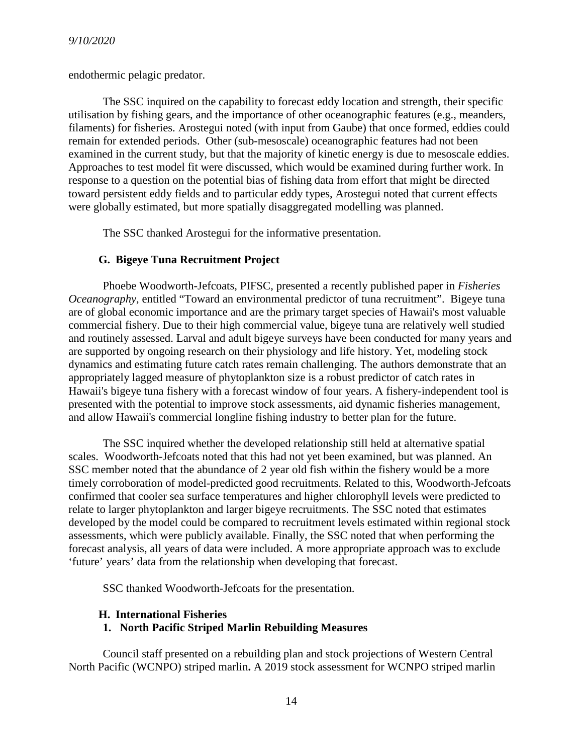endothermic pelagic predator.

The SSC inquired on the capability to forecast eddy location and strength, their specific utilisation by fishing gears, and the importance of other oceanographic features (e.g., meanders, filaments) for fisheries. Arostegui noted (with input from Gaube) that once formed, eddies could remain for extended periods. Other (sub-mesoscale) oceanographic features had not been examined in the current study, but that the majority of kinetic energy is due to mesoscale eddies. Approaches to test model fit were discussed, which would be examined during further work. In response to a question on the potential bias of fishing data from effort that might be directed toward persistent eddy fields and to particular eddy types, Arostegui noted that current effects were globally estimated, but more spatially disaggregated modelling was planned.

The SSC thanked Arostegui for the informative presentation.

### G. Bigeye Tuna Recruitment Project

Phoebe Woodworth-Jefcoats, PIFSC, presented a recently published paper in *Fisheries Oceanography*, entitled "Toward an environmental predictor of tuna recruitment". Bigeye tuna are of global economic importance and are the primary target species of Hawaii's most valuable commercial fishery. Due to their high commercial value, bigeye tuna are relatively well studied and routinely assessed. Larval and adult bigeye surveys have been conducted for many years and are supported by ongoing research on their physiology and life history. Yet, modeling stock dynamics and estimating future catch rates remain challenging. The authors demonstrate that an appropriately lagged measure of phytoplankton size is a robust predictor of catch rates in Hawaii's bigeye tuna fishery with a forecast window of four years. A fishery-independent tool is presented with the potential to improve stock assessments, aid dynamic fisheries management, and allow Hawaii's commercial longline fishing industry to better plan for the future.

The SSC inquired whether the developed relationship still held at alternative spatial scales. Woodworth-Jefcoats noted that this had not yet been examined, but was planned. An SSC member noted that the abundance of 2 year old fish within the fishery would be a more timely corroboration of model-predicted good recruitments. Related to this, Woodworth-Jefcoats confirmed that cooler sea surface temperatures and higher chlorophyll levels were predicted to relate to larger phytoplankton and larger bigeye recruitments. The SSC noted that estimates developed by the model could be compared to recruitment levels estimated within regional stock assessments, which were publicly available. Finally, the SSC noted that when performing the forecast analysis, all years of data were included. A more appropriate approach was to exclude 'future' years' data from the relationship when developing that forecast.

SSC thanked Woodworth-Jefcoats for the presentation.

### H. International Fisheries

#### 1. North Pacific Striped Marlin Rebuilding Measures

Council staff presented on a rebuilding plan and stock projections of Western Central North Pacific (WCNPO) striped marlin**.** A 2019 stock assessment for WCNPO striped marlin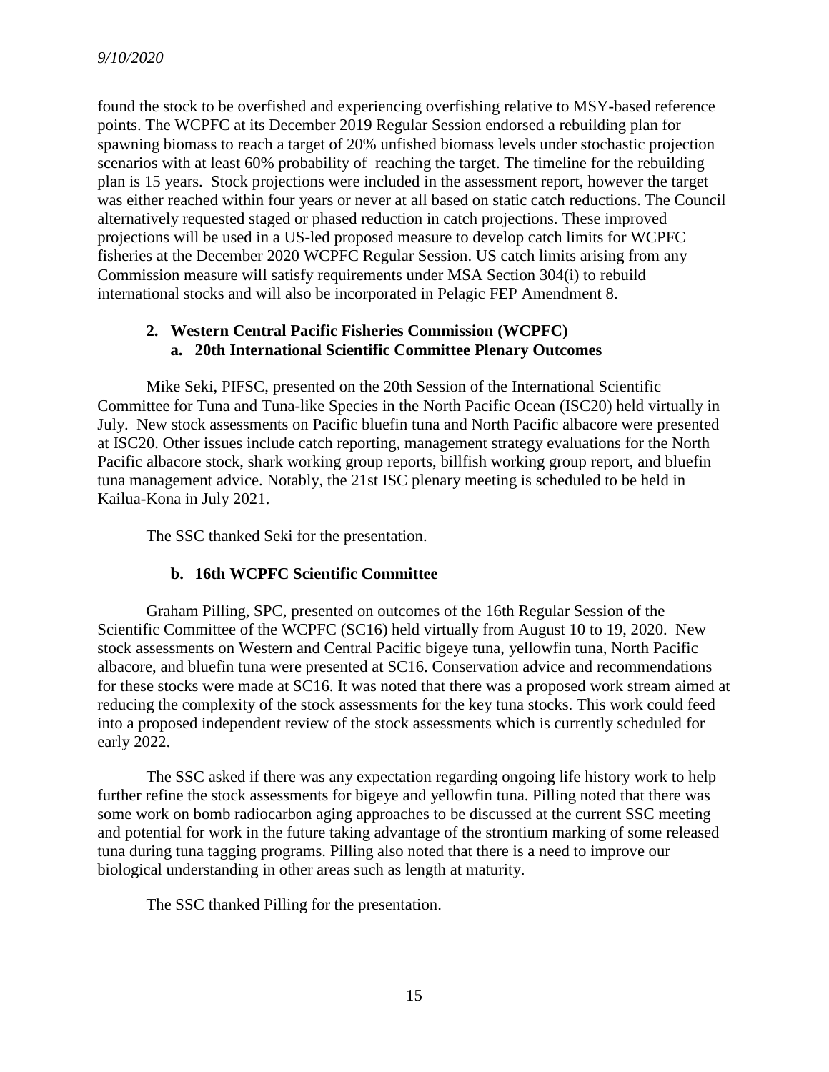found the stock to be overfished and experiencing overfishing relative to MSY-based reference points. The WCPFC at its December 2019 Regular Session endorsed a rebuilding plan for spawning biomass to reach a target of 20% unfished biomass levels under stochastic projection scenarios with at least 60% probability of reaching the target. The timeline for the rebuilding plan is 15 years. Stock projections were included in the assessment report, however the target was either reached within four years or never at all based on static catch reductions. The Council alternatively requested staged or phased reduction in catch projections. These improved projections will be used in a US-led proposed measure to develop catch limits for WCPFC fisheries at the December 2020 WCPFC Regular Session. US catch limits arising from any Commission measure will satisfy requirements under MSA Section 304(i) to rebuild international stocks and will also be incorporated in Pelagic FEP Amendment 8.

## 2. Western Central Pacific Fisheries Commission (WCPFC)

### a. 20th International Scientific Committee Plenary Outcomes

Mike Seki, PIFSC, presented on the 20th Session of the International Scientific Committee for Tuna and Tuna-like Species in the North Pacific Ocean (ISC20) held virtually in July. New stock assessments on Pacific bluefin tuna and North Pacific albacore were presented at ISC20. Other issues include catch reporting, management strategy evaluations for the North Pacific albacore stock, shark working group reports, billfish working group report, and bluefin tuna management advice. Notably, the 21st ISC plenary meeting is scheduled to be held in Kailua-Kona in July 2021.

The SSC thanked Seki for the presentation.

### b. 16th WCPFC Scientific Committee

Graham Pilling, SPC, presented on outcomes of the 16th Regular Session of the Scientific Committee of the WCPFC (SC16) held virtually from August 10 to 19, 2020. New stock assessments on Western and Central Pacific bigeye tuna, yellowfin tuna, North Pacific albacore, and bluefin tuna were presented at SC16. Conservation advice and recommendations for these stocks were made at SC16. It was noted that there was a proposed work stream aimed at reducing the complexity of the stock assessments for the key tuna stocks. This work could feed into a proposed independent review of the stock assessments which is currently scheduled for early 2022.

The SSC asked if there was any expectation regarding ongoing life history work to help further refine the stock assessments for bigeye and yellowfin tuna. Pilling noted that there was some work on bomb radiocarbon aging approaches to be discussed at the current SSC meeting and potential for work in the future taking advantage of the strontium marking of some released tuna during tuna tagging programs. Pilling also noted that there is a need to improve our biological understanding in other areas such as length at maturity.

The SSC thanked Pilling for the presentation.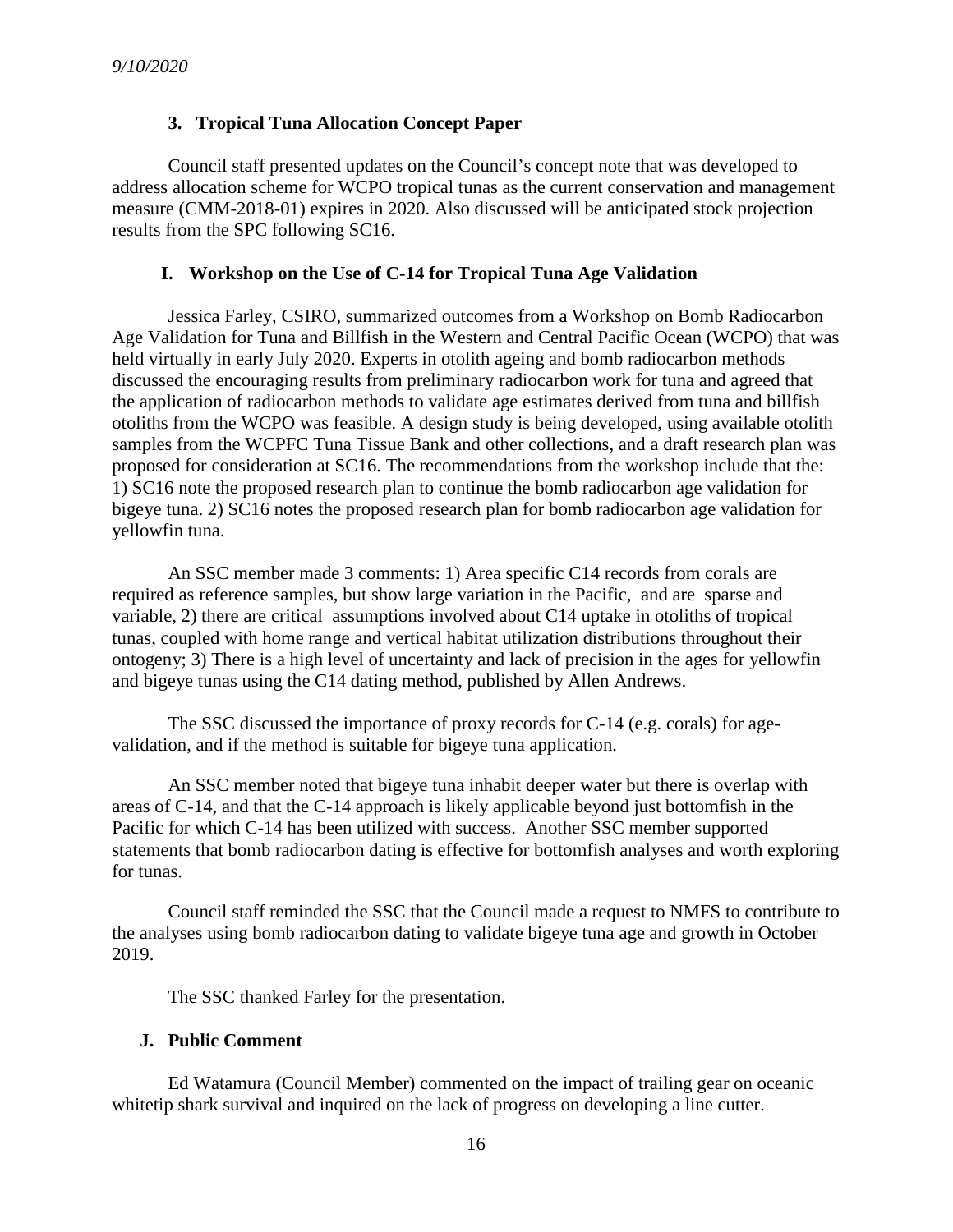*9/10/2020*

### 3. Tropical Tuna Allocation Concept Paper

Council staff presented updates on the Council's concept note that was developed to address allocation scheme for WCPO tropical tunas as the current conservation and management measure (CMM-2018-01) expires in 2020. Also discussed will be anticipated stock projection results from the SPC following SC16.

## I. Workshop on the Use of C-14 for Tropical Tuna Age Validation

Jessica Farley, CSIRO, summarized outcomes from a Workshop on Bomb Radiocarbon Age Validation for Tuna and Billfish in the Western and Central Pacific Ocean (WCPO) that was held virtually in early July 2020. Experts in otolith ageing and bomb radiocarbon methods discussed the encouraging results from preliminary radiocarbon work for tuna and agreed that the application of radiocarbon methods to validate age estimates derived from tuna and billfish otoliths from the WCPO was feasible. A design study is being developed, using available otolith samples from the WCPFC Tuna Tissue Bank and other collections, and a draft research plan was proposed for consideration at SC16. The recommendations from the workshop include that the: 1) SC16 note the proposed research plan to continue the bomb radiocarbon age validation for bigeye tuna. 2) SC16 notes the proposed research plan for bomb radiocarbon age validation for yellowfin tuna.

An SSC member made 3 comments: 1) Area specific C14 records from corals are required as reference samples, but show large variation in the Pacific, and are sparse and variable, 2) there are critical assumptions involved about C14 uptake in otoliths of tropical tunas, coupled with home range and vertical habitat utilization distributions throughout their ontogeny; 3) There is a high level of uncertainty and lack of precision in the ages for yellowfin and bigeye tunas using the C14 dating method, published by Allen Andrews.

The SSC discussed the importance of proxy records for C-14 (e.g. corals) for age-validation, and if the method is suitable for bigeye tuna application.

An SSC member noted that bigeye tuna inhabit deeper water but there is overlap with areas of C-14, and that the C-14 approach is likely applicable beyond just bottomfish in the Pacific for which C-14 has been utilized with success. Another SSC member supported statements that bomb radiocarbon dating is effective for bottomfish analyses and worth exploring for tunas.

Council staff reminded the SSC that the Council made a request to NMFS to contribute to the analyses using bomb radiocarbon dating to validate bigeye tuna age and growth in October 2019.

The SSC thanked Farley for the presentation.

## J. Public Comment

Ed Watamura (Council Member) commented on the impact of trailing gear on oceanic whitetip shark survival and inquired on the lack of progress on developing a line cutter.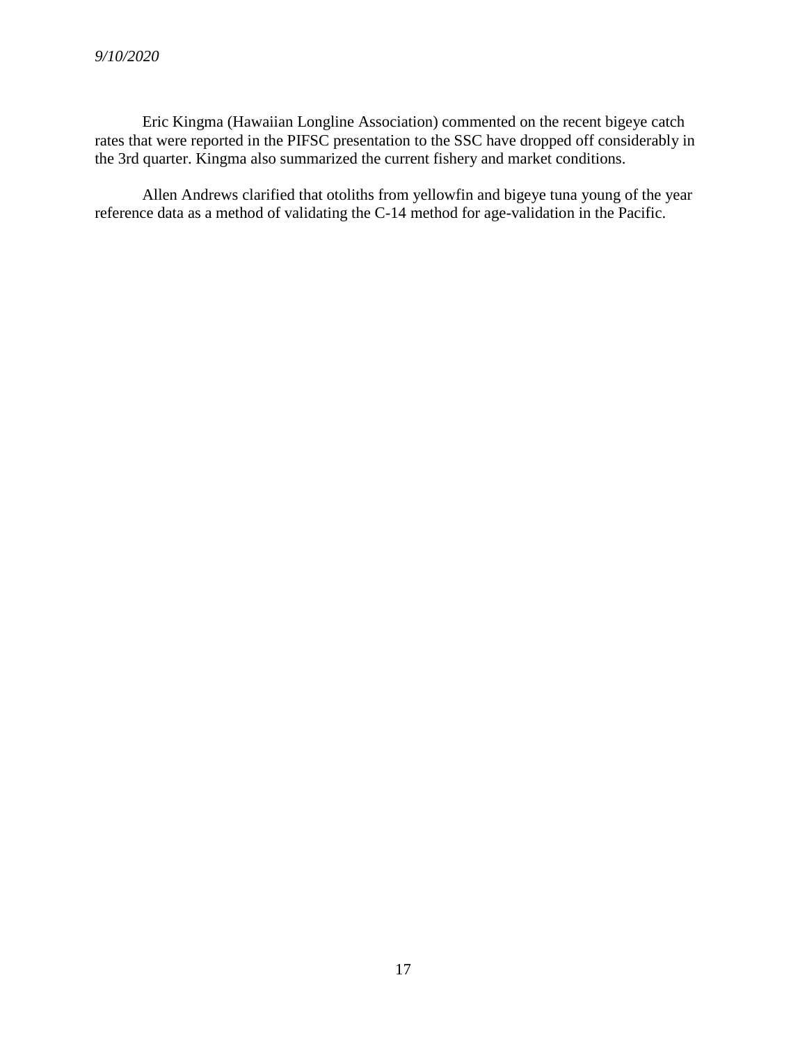Eric Kingma (Hawaiian Longline Association) commented on the recent bigeye catch rates that were reported in the PIFSC presentation to the SSC have dropped off considerably in the 3rd quarter. Kingma also summarized the current fishery and market conditions.

Allen Andrews clarified that otoliths from yellowfin and bigeye tuna young of the year reference data as a method of validating the C-14 method for age-validation in the Pacific.